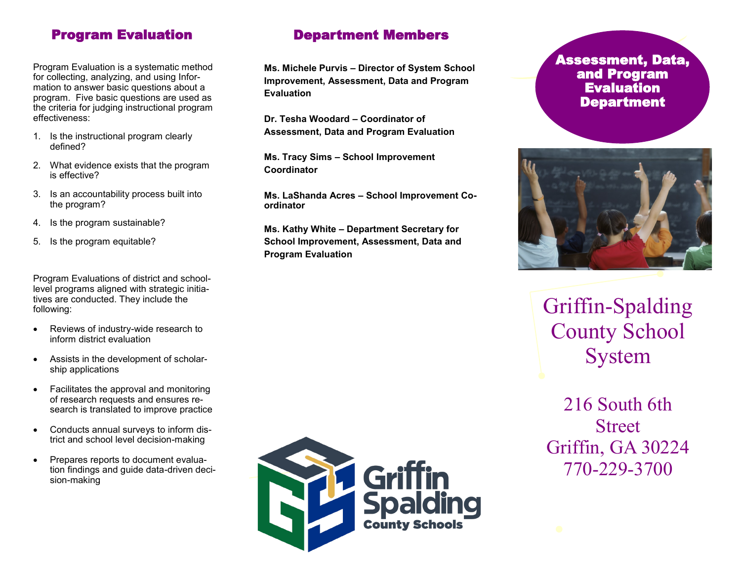## Program Evaluation

Program Evaluation is a systematic method for collecting, analyzing, and using Information to answer basic questions about a program. Five basic questions are used as the criteria for judging instructional program effectiveness:

1. Is the instructional program clearly defined?
2. What evidence exists that the program is effective?
3. Is an accountability process built into the program?
4. Is the program sustainable?
5. Is the program equitable?

Program Evaluations of district and school-level programs aligned with strategic initiatives are conducted. They include the following:

- Reviews of industry-wide research to inform district evaluation
- Assists in the development of scholarship applications
- Facilitates the approval and monitoring of research requests and ensures research is translated to improve practice
- Conducts annual surveys to inform district and school level decision-making
- Prepares reports to document evaluation findings and guide data-driven decision-making

## Department Members

**Ms. Michele Purvis – Director of System School Improvement, Assessment, Data and Program Evaluation**

**Dr. Tesha Woodard – Coordinator of Assessment, Data and Program Evaluation**

**Ms. Tracy Sims – School Improvement Coordinator**

**Ms. LaShanda Acres – School Improvement Coordinator**

**Ms. Kathy White – Department Secretary for School Improvement, Assessment, Data and Program Evaluation**

Griffin Spalding County Schools

# Assessment, Data, and Program Evaluation Department

Griffin-Spalding County School System

216 South 6th Street
Griffin, GA 30224
770-229-3700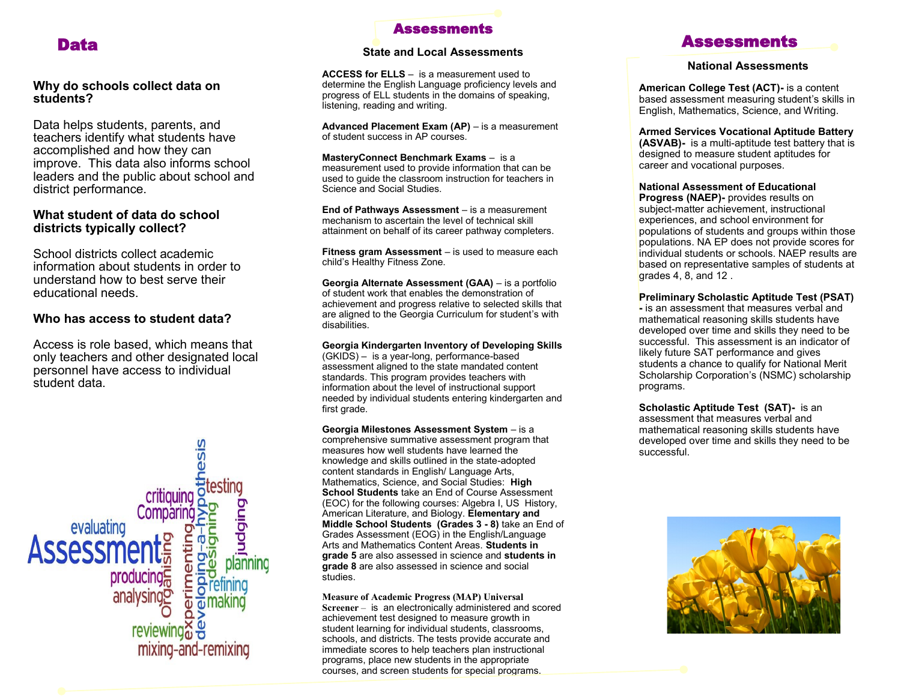# Data

### Why do schools collect data on students?

Data helps students, parents, and teachers identify what students have accomplished and how they can improve. This data also informs school leaders and the public about school and district performance.

### What student of data do school districts typically collect?

School districts collect academic information about students in order to understand how to best serve their educational needs.

### Who has access to student data?

Access is role based, which means that only teachers and other designated local personnel have access to individual student data.

# Assessments

## State and Local Assessments

**ACCESS for ELLS** – is a measurement used to determine the English Language proficiency levels and progress of ELL students in the domains of speaking, listening, reading and writing.

**Advanced Placement Exam (AP)** – is a measurement of student success in AP courses.

**MasteryConnect Benchmark Exams** – is a measurement used to provide information that can be used to guide the classroom instruction for teachers in Science and Social Studies.

**End of Pathways Assessment** – is a measurement mechanism to ascertain the level of technical skill attainment on behalf of its career pathway completers.

**Fitness gram Assessment** – is used to measure each child's Healthy Fitness Zone.

**Georgia Alternate Assessment (GAA)** – is a portfolio of student work that enables the demonstration of achievement and progress relative to selected skills that are aligned to the Georgia Curriculum for student's with disabilities.

**Georgia Kindergarten Inventory of Developing Skills** (GKIDS) – is a year-long, performance-based assessment aligned to the state mandated content standards. This program provides teachers with information about the level of instructional support needed by individual students entering kindergarten and first grade.

**Georgia Milestones Assessment System** – is a comprehensive summative assessment program that measures how well students have learned the knowledge and skills outlined in the state-adopted content standards in English/ Language Arts, Mathematics, Science, and Social Studies: **High School Students** take an End of Course Assessment (EOC) for the following courses: Algebra I, US History, American Literature, and Biology. **Elementary and Middle School Students (Grades 3 - 8)** take an End of Grades Assessment (EOG) in the English/Language Arts and Mathematics Content Areas. **Students in grade 5** are also assessed in science and **students in grade 8** are also assessed in science and social studies.

**Measure of Academic Progress (MAP) Universal Screener** – is an electronically administered and scored achievement test designed to measure growth in student learning for individual students, classrooms, schools, and districts. The tests provide accurate and immediate scores to help teachers plan instructional programs, place new students in the appropriate courses, and screen students for special programs.

# Assessments

## National Assessments

**American College Test (ACT)-** is a content based assessment measuring student's skills in English, Mathematics, Science, and Writing.

**Armed Services Vocational Aptitude Battery (ASVAB)-** is a multi-aptitude test battery that is designed to measure student aptitudes for career and vocational purposes.

**National Assessment of Educational Progress (NAEP)-** provides results on subject-matter achievement, instructional experiences, and school environment for populations of students and groups within those populations. NA EP does not provide scores for individual students or schools. NAEP results are based on representative samples of students at grades 4, 8, and 12 .

**Preliminary Scholastic Aptitude Test (PSAT) -** is an assessment that measures verbal and mathematical reasoning skills students have developed over time and skills they need to be successful. This assessment is an indicator of likely future SAT performance and gives students a chance to qualify for National Merit Scholarship Corporation's (NSMC) scholarship programs.

**Scholastic Aptitude Test (SAT)-** is an assessment that measures verbal and mathematical reasoning skills students have developed over time and skills they need to be successful.